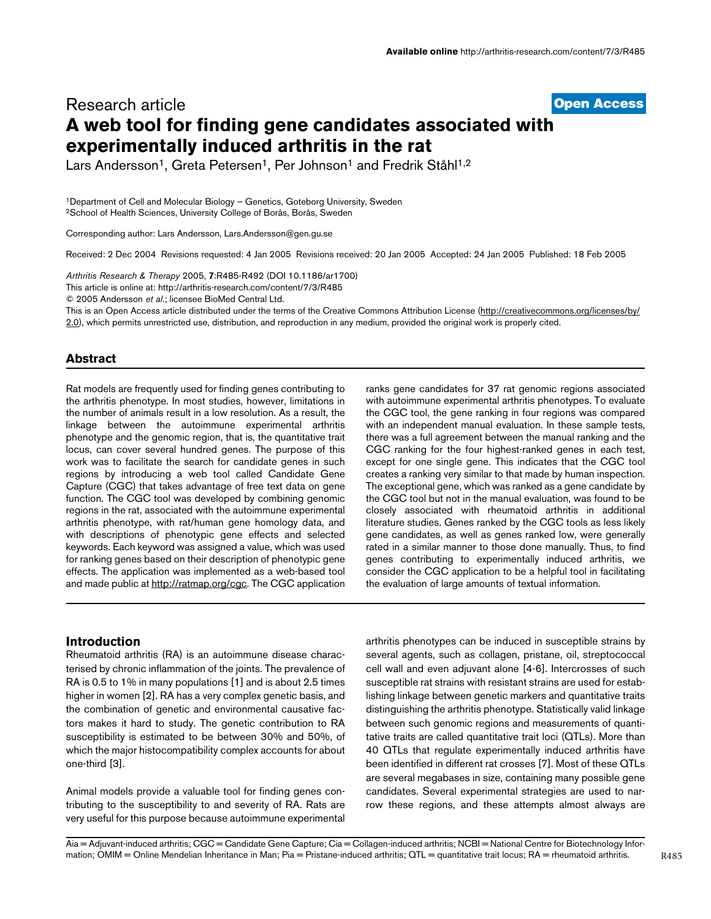Research article

**Open Access**

# A web tool for finding gene candidates associated with experimentally induced arthritis in the rat

Lars Andersson[1], Greta Petersen[1], Per Johnson[1] and Fredrik Ståhl[1,2]

[1]Department of Cell and Molecular Biology – Genetics, Goteborg University, Sweden
[2]School of Health Sciences, University College of Borås, Borås, Sweden

Corresponding author: Lars Andersson, Lars.Andersson@gen.gu.se

Received: 2 Dec 2004 Revisions requested: 4 Jan 2005 Revisions received: 20 Jan 2005 Accepted: 24 Jan 2005 Published: 18 Feb 2005

*Arthritis Research & Therapy* 2005, **7**:R485-R492 (DOI 10.1186/ar1700)
This article is online at: http://arthritis-research.com/content/7/3/R485
© 2005 Andersson *et al.*; licensee BioMed Central Ltd.
This is an Open Access article distributed under the terms of the Creative Commons Attribution License (http://creativecommons.org/licenses/by/2.0), which permits unrestricted use, distribution, and reproduction in any medium, provided the original work is properly cited.

## Abstract

Rat models are frequently used for finding genes contributing to the arthritis phenotype. In most studies, however, limitations in the number of animals result in a low resolution. As a result, the linkage between the autoimmune experimental arthritis phenotype and the genomic region, that is, the quantitative trait locus, can cover several hundred genes. The purpose of this work was to facilitate the search for candidate genes in such regions by introducing a web tool called Candidate Gene Capture (CGC) that takes advantage of free text data on gene function. The CGC tool was developed by combining genomic regions in the rat, associated with the autoimmune experimental arthritis phenotype, with rat/human gene homology data, and with descriptions of phenotypic gene effects and selected keywords. Each keyword was assigned a value, which was used for ranking genes based on their description of phenotypic gene effects. The application was implemented as a web-based tool and made public at http://ratmap.org/cgc. The CGC application ranks gene candidates for 37 rat genomic regions associated with autoimmune experimental arthritis phenotypes. To evaluate the CGC tool, the gene ranking in four regions was compared with an independent manual evaluation. In these sample tests, there was a full agreement between the manual ranking and the CGC ranking for the four highest-ranked genes in each test, except for one single gene. This indicates that the CGC tool creates a ranking very similar to that made by human inspection. The exceptional gene, which was ranked as a gene candidate by the CGC tool but not in the manual evaluation, was found to be closely associated with rheumatoid arthritis in additional literature studies. Genes ranked by the CGC tools as less likely gene candidates, as well as genes ranked low, were generally rated in a similar manner to those done manually. Thus, to find genes contributing to experimentally induced arthritis, we consider the CGC application to be a helpful tool in facilitating the evaluation of large amounts of textual information.

## Introduction

Rheumatoid arthritis (RA) is an autoimmune disease characterised by chronic inflammation of the joints. The prevalence of RA is 0.5 to 1% in many populations [1] and is about 2.5 times higher in women [2]. RA has a very complex genetic basis, and the combination of genetic and environmental causative factors makes it hard to study. The genetic contribution to RA susceptibility is estimated to be between 30% and 50%, of which the major histocompatibility complex accounts for about one-third [3].

Animal models provide a valuable tool for finding genes contributing to the susceptibility to and severity of RA. Rats are very useful for this purpose because autoimmune experimental arthritis phenotypes can be induced in susceptible strains by several agents, such as collagen, pristane, oil, streptococcal cell wall and even adjuvant alone [4-6]. Intercrosses of such susceptible rat strains with resistant strains are used for establishing linkage between genetic markers and quantitative traits distinguishing the arthritis phenotype. Statistically valid linkage between such genomic regions and measurements of quantitative traits are called quantitative trait loci (QTLs). More than 40 QTLs that regulate experimentally induced arthritis have been identified in different rat crosses [7]. Most of these QTLs are several megabases in size, containing many possible gene candidates. Several experimental strategies are used to narrow these regions, and these attempts almost always are

Aia = Adjuvant-induced arthritis; CGC = Candidate Gene Capture; Cia = Collagen-induced arthritis; NCBI = National Centre for Biotechnology Information; OMIM = Online Mendelian Inheritance in Man; Pia = Pristane-induced arthritis; QTL = quantitative trait locus; RA = rheumatoid arthritis.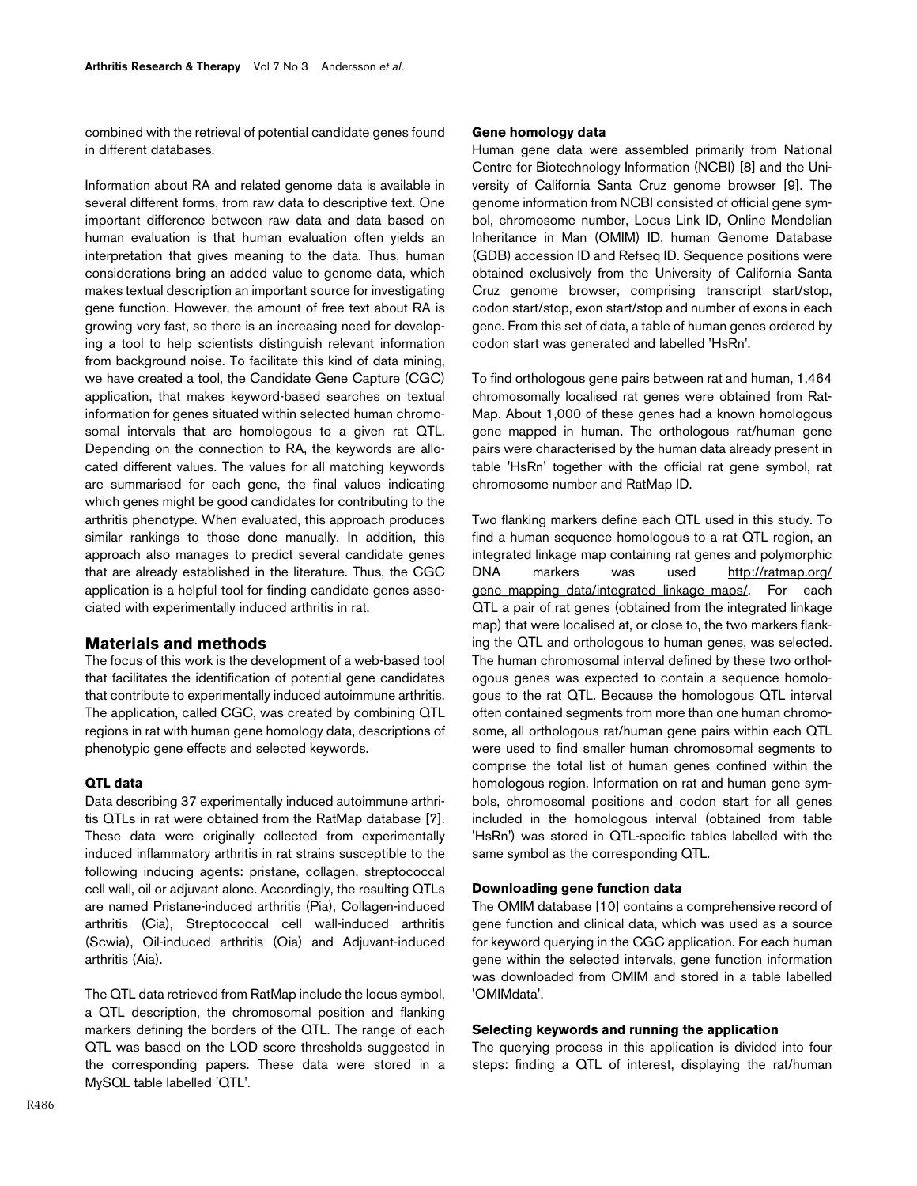combined with the retrieval of potential candidate genes found in different databases.

Information about RA and related genome data is available in several different forms, from raw data to descriptive text. One important difference between raw data and data based on human evaluation is that human evaluation often yields an interpretation that gives meaning to the data. Thus, human considerations bring an added value to genome data, which makes textual description an important source for investigating gene function. However, the amount of free text about RA is growing very fast, so there is an increasing need for developing a tool to help scientists distinguish relevant information from background noise. To facilitate this kind of data mining, we have created a tool, the Candidate Gene Capture (CGC) application, that makes keyword-based searches on textual information for genes situated within selected human chromosomal intervals that are homologous to a given rat QTL. Depending on the connection to RA, the keywords are allocated different values. The values for all matching keywords are summarised for each gene, the final values indicating which genes might be good candidates for contributing to the arthritis phenotype. When evaluated, this approach produces similar rankings to those done manually. In addition, this approach also manages to predict several candidate genes that are already established in the literature. Thus, the CGC application is a helpful tool for finding candidate genes associated with experimentally induced arthritis in rat.

## Materials and methods

The focus of this work is the development of a web-based tool that facilitates the identification of potential gene candidates that contribute to experimentally induced autoimmune arthritis. The application, called CGC, was created by combining QTL regions in rat with human gene homology data, descriptions of phenotypic gene effects and selected keywords.

### QTL data

Data describing 37 experimentally induced autoimmune arthritis QTLs in rat were obtained from the RatMap database [7]. These data were originally collected from experimentally induced inflammatory arthritis in rat strains susceptible to the following inducing agents: pristane, collagen, streptococcal cell wall, oil or adjuvant alone. Accordingly, the resulting QTLs are named Pristane-induced arthritis (Pia), Collagen-induced arthritis (Cia), Streptococcal cell wall-induced arthritis (Scwia), Oil-induced arthritis (Oia) and Adjuvant-induced arthritis (Aia).

The QTL data retrieved from RatMap include the locus symbol, a QTL description, the chromosomal position and flanking markers defining the borders of the QTL. The range of each QTL was based on the LOD score thresholds suggested in the corresponding papers. These data were stored in a MySQL table labelled 'QTL'.

### Gene homology data

Human gene data were assembled primarily from National Centre for Biotechnology Information (NCBI) [8] and the University of California Santa Cruz genome browser [9]. The genome information from NCBI consisted of official gene symbol, chromosome number, Locus Link ID, Online Mendelian Inheritance in Man (OMIM) ID, human Genome Database (GDB) accession ID and Refseq ID. Sequence positions were obtained exclusively from the University of California Santa Cruz genome browser, comprising transcript start/stop, codon start/stop, exon start/stop and number of exons in each gene. From this set of data, a table of human genes ordered by codon start was generated and labelled 'HsRn'.

To find orthologous gene pairs between rat and human, 1,464 chromosomally localised rat genes were obtained from RatMap. About 1,000 of these genes had a known homologous gene mapped in human. The orthologous rat/human gene pairs were characterised by the human data already present in table 'HsRn' together with the official rat gene symbol, rat chromosome number and RatMap ID.

Two flanking markers define each QTL used in this study. To find a human sequence homologous to a rat QTL region, an integrated linkage map containing rat genes and polymorphic DNA markers was used http://ratmap.org/gene_mapping_data/integrated_linkage_maps/. For each QTL a pair of rat genes (obtained from the integrated linkage map) that were localised at, or close to, the two markers flanking the QTL and orthologous to human genes, was selected. The human chromosomal interval defined by these two orthologous genes was expected to contain a sequence homologous to the rat QTL. Because the homologous QTL interval often contained segments from more than one human chromosome, all orthologous rat/human gene pairs within each QTL were used to find smaller human chromosomal segments to comprise the total list of human genes confined within the homologous region. Information on rat and human gene symbols, chromosomal positions and codon start for all genes included in the homologous interval (obtained from table 'HsRn') was stored in QTL-specific tables labelled with the same symbol as the corresponding QTL.

### Downloading gene function data

The OMIM database [10] contains a comprehensive record of gene function and clinical data, which was used as a source for keyword querying in the CGC application. For each human gene within the selected intervals, gene function information was downloaded from OMIM and stored in a table labelled 'OMIMdata'.

### Selecting keywords and running the application

The querying process in this application is divided into four steps: finding a QTL of interest, displaying the rat/human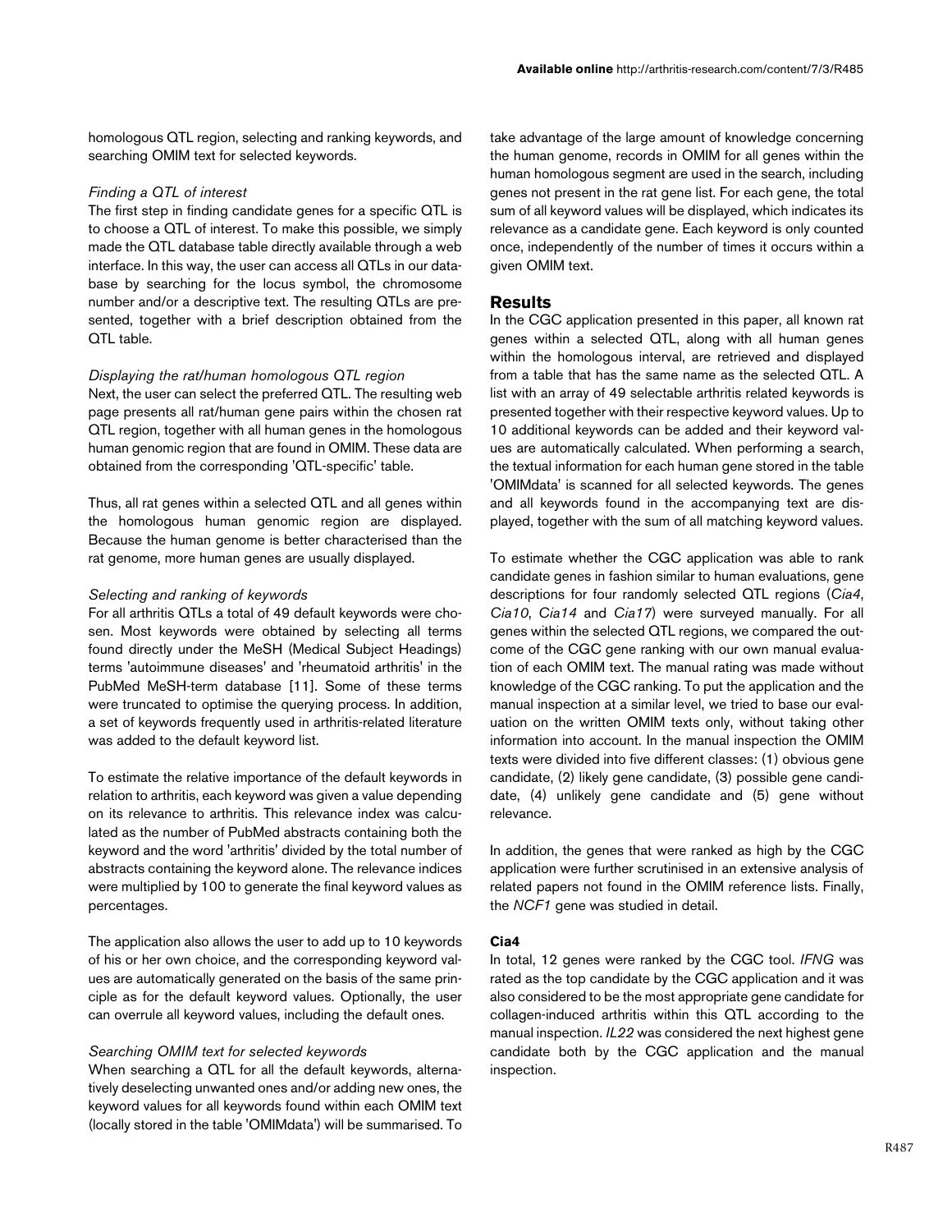homologous QTL region, selecting and ranking keywords, and searching OMIM text for selected keywords.

*Finding a QTL of interest*

The first step in finding candidate genes for a specific QTL is to choose a QTL of interest. To make this possible, we simply made the QTL database table directly available through a web interface. In this way, the user can access all QTLs in our database by searching for the locus symbol, the chromosome number and/or a descriptive text. The resulting QTLs are presented, together with a brief description obtained from the QTL table.

*Displaying the rat/human homologous QTL region*

Next, the user can select the preferred QTL. The resulting web page presents all rat/human gene pairs within the chosen rat QTL region, together with all human genes in the homologous human genomic region that are found in OMIM. These data are obtained from the corresponding 'QTL-specific' table.

Thus, all rat genes within a selected QTL and all genes within the homologous human genomic region are displayed. Because the human genome is better characterised than the rat genome, more human genes are usually displayed.

*Selecting and ranking of keywords*

For all arthritis QTLs a total of 49 default keywords were chosen. Most keywords were obtained by selecting all terms found directly under the MeSH (Medical Subject Headings) terms 'autoimmune diseases' and 'rheumatoid arthritis' in the PubMed MeSH-term database [11]. Some of these terms were truncated to optimise the querying process. In addition, a set of keywords frequently used in arthritis-related literature was added to the default keyword list.

To estimate the relative importance of the default keywords in relation to arthritis, each keyword was given a value depending on its relevance to arthritis. This relevance index was calculated as the number of PubMed abstracts containing both the keyword and the word 'arthritis' divided by the total number of abstracts containing the keyword alone. The relevance indices were multiplied by 100 to generate the final keyword values as percentages.

The application also allows the user to add up to 10 keywords of his or her own choice, and the corresponding keyword values are automatically generated on the basis of the same principle as for the default keyword values. Optionally, the user can overrule all keyword values, including the default ones.

*Searching OMIM text for selected keywords*

When searching a QTL for all the default keywords, alternatively deselecting unwanted ones and/or adding new ones, the keyword values for all keywords found within each OMIM text (locally stored in the table 'OMIMdata') will be summarised. To take advantage of the large amount of knowledge concerning the human genome, records in OMIM for all genes within the human homologous segment are used in the search, including genes not present in the rat gene list. For each gene, the total sum of all keyword values will be displayed, which indicates its relevance as a candidate gene. Each keyword is only counted once, independently of the number of times it occurs within a given OMIM text.

## Results

In the CGC application presented in this paper, all known rat genes within a selected QTL, along with all human genes within the homologous interval, are retrieved and displayed from a table that has the same name as the selected QTL. A list with an array of 49 selectable arthritis related keywords is presented together with their respective keyword values. Up to 10 additional keywords can be added and their keyword values are automatically calculated. When performing a search, the textual information for each human gene stored in the table 'OMIMdata' is scanned for all selected keywords. The genes and all keywords found in the accompanying text are displayed, together with the sum of all matching keyword values.

To estimate whether the CGC application was able to rank candidate genes in fashion similar to human evaluations, gene descriptions for four randomly selected QTL regions (*Cia4*, *Cia10*, *Cia14* and *Cia17*) were surveyed manually. For all genes within the selected QTL regions, we compared the outcome of the CGC gene ranking with our own manual evaluation of each OMIM text. The manual rating was made without knowledge of the CGC ranking. To put the application and the manual inspection at a similar level, we tried to base our evaluation on the written OMIM texts only, without taking other information into account. In the manual inspection the OMIM texts were divided into five different classes: (1) obvious gene candidate, (2) likely gene candidate, (3) possible gene candidate, (4) unlikely gene candidate and (5) gene without relevance.

In addition, the genes that were ranked as high by the CGC application were further scrutinised in an extensive analysis of related papers not found in the OMIM reference lists. Finally, the *NCF1* gene was studied in detail.

### Cia4

In total, 12 genes were ranked by the CGC tool. *IFNG* was rated as the top candidate by the CGC application and it was also considered to be the most appropriate gene candidate for collagen-induced arthritis within this QTL according to the manual inspection. *IL22* was considered the next highest gene candidate both by the CGC application and the manual inspection.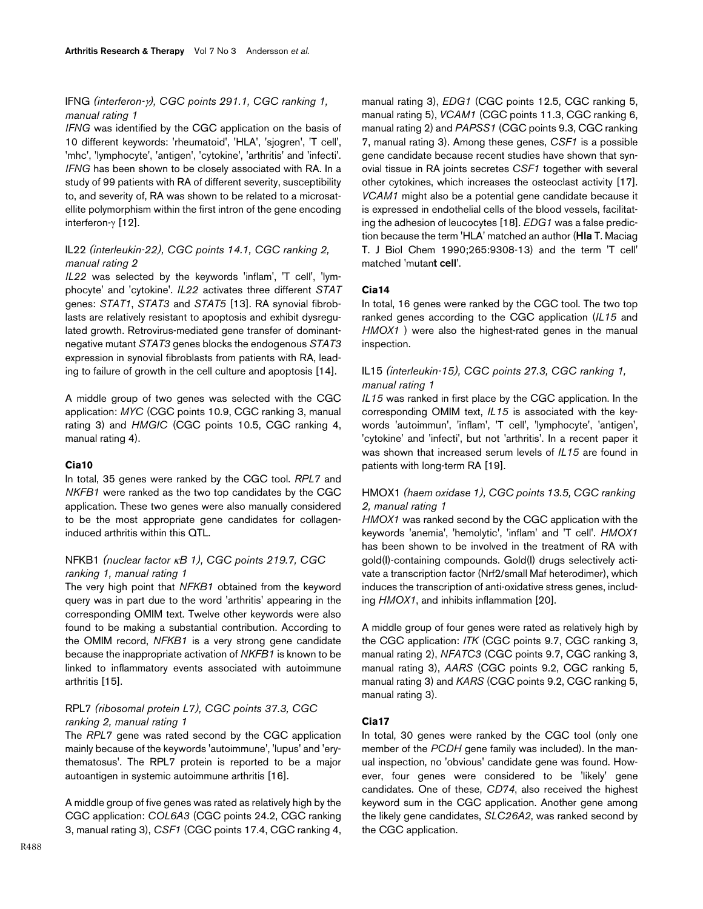### IFNG *(interferon-γ), CGC points 291.1, CGC ranking 1, manual rating 1*

*IFNG* was identified by the CGC application on the basis of 10 different keywords: 'rheumatoid', 'HLA', 'sjogren', 'T cell', 'mhc', 'lymphocyte', 'antigen', 'cytokine', 'arthritis' and 'infecti'. *IFNG* has been shown to be closely associated with RA. In a study of 99 patients with RA of different severity, susceptibility to, and severity of, RA was shown to be related to a microsatellite polymorphism within the first intron of the gene encoding interferon-γ [12].

### IL22 *(interleukin-22), CGC points 14.1, CGC ranking 2, manual rating 2*

*IL22* was selected by the keywords 'inflam', 'T cell', 'lymphocyte' and 'cytokine'. *IL22* activates three different *STAT* genes: *STAT1*, *STAT3* and *STAT5* [13]. RA synovial fibroblasts are relatively resistant to apoptosis and exhibit dysregulated growth. Retrovirus-mediated gene transfer of dominant-negative mutant *STAT3* genes blocks the endogenous *STAT3* expression in synovial fibroblasts from patients with RA, leading to failure of growth in the cell culture and apoptosis [14].

A middle group of two genes was selected with the CGC application: *MYC* (CGC points 10.9, CGC ranking 3, manual rating 3) and *HMGIC* (CGC points 10.5, CGC ranking 4, manual rating 4).

#### Cia10

In total, 35 genes were ranked by the CGC tool. *RPL7* and *NKFB1* were ranked as the two top candidates by the CGC application. These two genes were also manually considered to be the most appropriate gene candidates for collagen-induced arthritis within this QTL.

### NFKB1 *(nuclear factor κB 1), CGC points 219.7, CGC ranking 1, manual rating 1*

The very high point that *NFKB1* obtained from the keyword query was in part due to the word 'arthritis' appearing in the corresponding OMIM text. Twelve other keywords were also found to be making a substantial contribution. According to the OMIM record, *NFKB1* is a very strong gene candidate because the inappropriate activation of *NKFB1* is known to be linked to inflammatory events associated with autoimmune arthritis [15].

### RPL7 *(ribosomal protein L7), CGC points 37.3, CGC ranking 2, manual rating 1*

The *RPL7* gene was rated second by the CGC application mainly because of the keywords 'autoimmune', 'lupus' and 'erythematosus'. The RPL7 protein is reported to be a major autoantigen in systemic autoimmune arthritis [16].

A middle group of five genes was rated as relatively high by the CGC application: *COL6A3* (CGC points 24.2, CGC ranking 3, manual rating 3), *CSF1* (CGC points 17.4, CGC ranking 4, manual rating 3), *EDG1* (CGC points 12.5, CGC ranking 5, manual rating 5), *VCAM1* (CGC points 11.3, CGC ranking 6, manual rating 2) and *PAPSS1* (CGC points 9.3, CGC ranking 7, manual rating 3). Among these genes, *CSF1* is a possible gene candidate because recent studies have shown that synovial tissue in RA joints secretes *CSF1* together with several other cytokines, which increases the osteoclast activity [17]. *VCAM1* might also be a potential gene candidate because it is expressed in endothelial cells of the blood vessels, facilitating the adhesion of leucocytes [18]. *EDG1* was a false prediction because the term 'HLA' matched an author (**Hla** T. Maciag T. J Biol Chem 1990;265:9308-13) and the term 'T cell' matched 'mutan**t cell**'.

#### Cia14

In total, 16 genes were ranked by the CGC tool. The two top ranked genes according to the CGC application (*IL15* and *HMOX1* ) were also the highest-rated genes in the manual inspection.

### IL15 *(interleukin-15), CGC points 27.3, CGC ranking 1, manual rating 1*

*IL15* was ranked in first place by the CGC application. In the corresponding OMIM text, *IL15* is associated with the keywords 'autoimmun', 'inflam', 'T cell', 'lymphocyte', 'antigen', 'cytokine' and 'infecti', but not 'arthritis'. In a recent paper it was shown that increased serum levels of *IL15* are found in patients with long-term RA [19].

### HMOX1 *(haem oxidase 1), CGC points 13.5, CGC ranking 2, manual rating 1*

*HMOX1* was ranked second by the CGC application with the keywords 'anemia', 'hemolytic', 'inflam' and 'T cell'. *HMOX1* has been shown to be involved in the treatment of RA with gold(I)-containing compounds. Gold(I) drugs selectively activate a transcription factor (Nrf2/small Maf heterodimer), which induces the transcription of anti-oxidative stress genes, including *HMOX1*, and inhibits inflammation [20].

A middle group of four genes were rated as relatively high by the CGC application: *ITK* (CGC points 9.7, CGC ranking 3, manual rating 2), *NFATC3* (CGC points 9.7, CGC ranking 3, manual rating 3), *AARS* (CGC points 9.2, CGC ranking 5, manual rating 3) and *KARS* (CGC points 9.2, CGC ranking 5, manual rating 3).

#### Cia17

In total, 30 genes were ranked by the CGC tool (only one member of the *PCDH* gene family was included). In the manual inspection, no 'obvious' candidate gene was found. However, four genes were considered to be 'likely' gene candidates. One of these, *CD74*, also received the highest keyword sum in the CGC application. Another gene among the likely gene candidates, *SLC26A2*, was ranked second by the CGC application.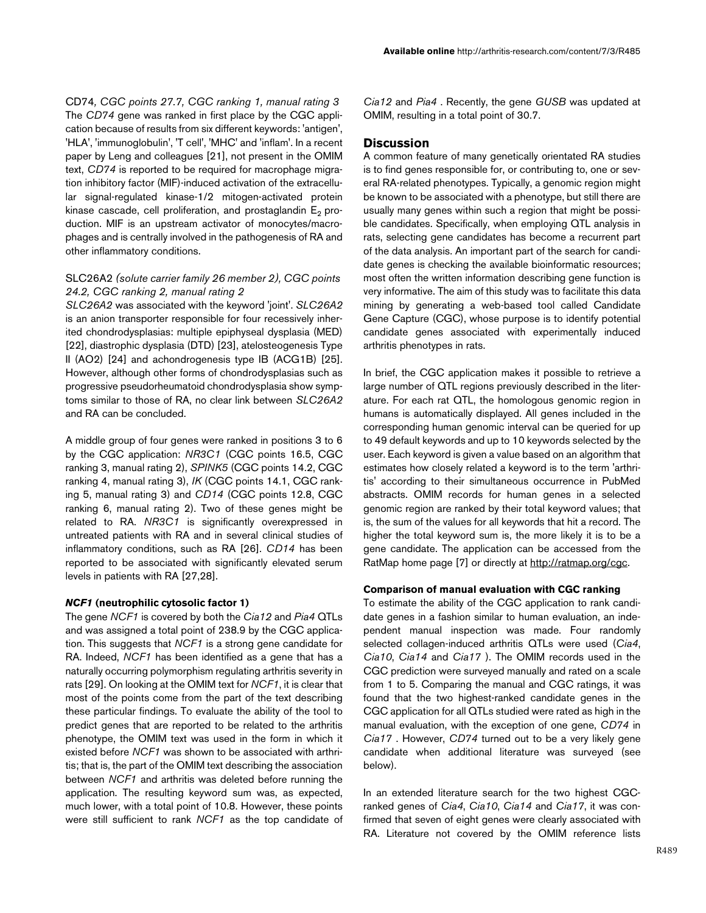CD74*, CGC points 27.7, CGC ranking 1, manual rating 3*

The *CD74* gene was ranked in first place by the CGC application because of results from six different keywords: 'antigen', 'HLA', 'immunoglobulin', 'T cell', 'MHC' and 'inflam'. In a recent paper by Leng and colleagues [21], not present in the OMIM text, *CD74* is reported to be required for macrophage migration inhibitory factor (MIF)-induced activation of the extracellular signal-regulated kinase-1/2 mitogen-activated protein kinase cascade, cell proliferation, and prostaglandin $E_2$ production. MIF is an upstream activator of monocytes/macrophages and is centrally involved in the pathogenesis of RA and other inflammatory conditions.

SLC26A2 *(solute carrier family 26 member 2), CGC points 24.2, CGC ranking 2, manual rating 2*

*SLC26A2* was associated with the keyword 'joint'. *SLC26A2* is an anion transporter responsible for four recessively inherited chondrodysplasias: multiple epiphyseal dysplasia (MED) [22], diastrophic dysplasia (DTD) [23], atelosteogenesis Type II (AO2) [24] and achondrogenesis type IB (ACG1B) [25]. However, although other forms of chondrodysplasias such as progressive pseudorheumatoid chondrodysplasia show symptoms similar to those of RA, no clear link between *SLC26A2* and RA can be concluded.

A middle group of four genes were ranked in positions 3 to 6 by the CGC application: *NR3C1* (CGC points 16.5, CGC ranking 3, manual rating 2), *SPINK5* (CGC points 14.2, CGC ranking 4, manual rating 3), *IK* (CGC points 14.1, CGC ranking 5, manual rating 3) and *CD14* (CGC points 12.8, CGC ranking 6, manual rating 2). Two of these genes might be related to RA. *NR3C1* is significantly overexpressed in untreated patients with RA and in several clinical studies of inflammatory conditions, such as RA [26]. *CD14* has been reported to be associated with significantly elevated serum levels in patients with RA [27,28].

#### ***NCF1* (neutrophilic cytosolic factor 1)**

The gene *NCF1* is covered by both the *Cia12* and *Pia4* QTLs and was assigned a total point of 238.9 by the CGC application. This suggests that *NCF1* is a strong gene candidate for RA. Indeed, *NCF1* has been identified as a gene that has a naturally occurring polymorphism regulating arthritis severity in rats [29]. On looking at the OMIM text for *NCF1*, it is clear that most of the points come from the part of the text describing these particular findings. To evaluate the ability of the tool to predict genes that are reported to be related to the arthritis phenotype, the OMIM text was used in the form in which it existed before *NCF1* was shown to be associated with arthritis; that is, the part of the OMIM text describing the association between *NCF1* and arthritis was deleted before running the application. The resulting keyword sum was, as expected, much lower, with a total point of 10.8. However, these points were still sufficient to rank *NCF1* as the top candidate of *Cia12* and *Pia4* . Recently, the gene *GUSB* was updated at OMIM, resulting in a total point of 30.7.

## Discussion

A common feature of many genetically orientated RA studies is to find genes responsible for, or contributing to, one or several RA-related phenotypes. Typically, a genomic region might be known to be associated with a phenotype, but still there are usually many genes within such a region that might be possible candidates. Specifically, when employing QTL analysis in rats, selecting gene candidates has become a recurrent part of the data analysis. An important part of the search for candidate genes is checking the available bioinformatic resources; most often the written information describing gene function is very informative. The aim of this study was to facilitate this data mining by generating a web-based tool called Candidate Gene Capture (CGC), whose purpose is to identify potential candidate genes associated with experimentally induced arthritis phenotypes in rats.

In brief, the CGC application makes it possible to retrieve a large number of QTL regions previously described in the literature. For each rat QTL, the homologous genomic region in humans is automatically displayed. All genes included in the corresponding human genomic interval can be queried for up to 49 default keywords and up to 10 keywords selected by the user. Each keyword is given a value based on an algorithm that estimates how closely related a keyword is to the term 'arthritis' according to their simultaneous occurrence in PubMed abstracts. OMIM records for human genes in a selected genomic region are ranked by their total keyword values; that is, the sum of the values for all keywords that hit a record. The higher the total keyword sum is, the more likely it is to be a gene candidate. The application can be accessed from the RatMap home page [7] or directly at http://ratmap.org/cgc.

#### **Comparison of manual evaluation with CGC ranking**

To estimate the ability of the CGC application to rank candidate genes in a fashion similar to human evaluation, an independent manual inspection was made. Four randomly selected collagen-induced arthritis QTLs were used (*Cia4*, *Cia10*, *Cia14* and *Cia17* ). The OMIM records used in the CGC prediction were surveyed manually and rated on a scale from 1 to 5. Comparing the manual and CGC ratings, it was found that the two highest-ranked candidate genes in the CGC application for all QTLs studied were rated as high in the manual evaluation, with the exception of one gene, *CD74* in *Cia17* . However, *CD74* turned out to be a very likely gene candidate when additional literature was surveyed (see below).

In an extended literature search for the two highest CGC-ranked genes of *Cia4*, *Cia10*, *Cia14* and *Cia17*, it was confirmed that seven of eight genes were clearly associated with RA. Literature not covered by the OMIM reference lists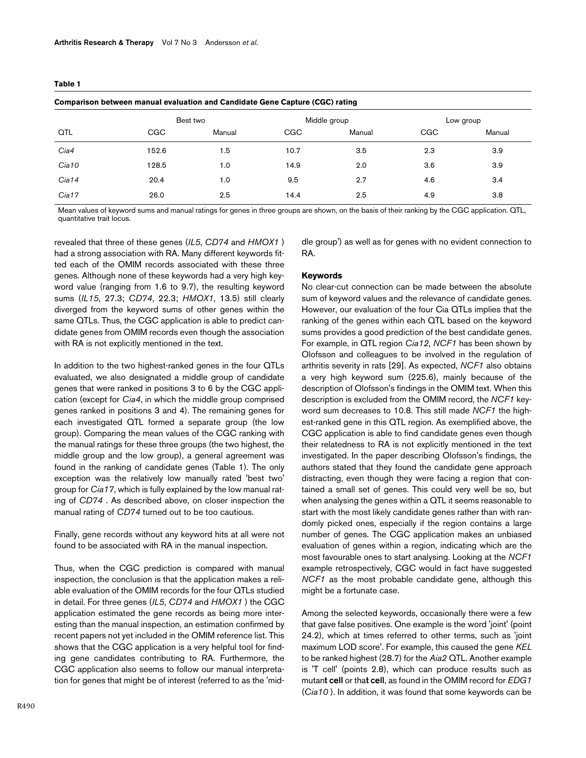**Table 1**

**Comparison between manual evaluation and Candidate Gene Capture (CGC) rating**

| | Best two | | Middle group | | Low group | |
|---|---|---|---|---|---|---|
| QTL | CGC | Manual | CGC | Manual | CGC | Manual |
| *Cia4* | 152.6 | 1.5 | 10.7 | 3.5 | 2.3 | 3.9 |
| *Cia10* | 128.5 | 1.0 | 14.9 | 2.0 | 3.6 | 3.9 |
| *Cia14* | 20.4 | 1.0 | 9.5 | 2.7 | 4.6 | 3.4 |
| *Cia17* | 26.0 | 2.5 | 14.4 | 2.5 | 4.9 | 3.8 |

Mean values of keyword sums and manual ratings for genes in three groups are shown, on the basis of their ranking by the CGC application. QTL, quantitative trait locus.

revealed that three of these genes (*IL5*, *CD74* and *HMOX1* ) had a strong association with RA. Many different keywords fitted each of the OMIM records associated with these three genes. Although none of these keywords had a very high keyword value (ranging from 1.6 to 9.7), the resulting keyword sums (*IL15*, 27.3; *CD74*, 22.3; *HMOX1*, 13.5) still clearly diverged from the keyword sums of other genes within the same QTLs. Thus, the CGC application is able to predict candidate genes from OMIM records even though the association with RA is not explicitly mentioned in the text.

In addition to the two highest-ranked genes in the four QTLs evaluated, we also designated a middle group of candidate genes that were ranked in positions 3 to 6 by the CGC application (except for *Cia4*, in which the middle group comprised genes ranked in positions 3 and 4). The remaining genes for each investigated QTL formed a separate group (the low group). Comparing the mean values of the CGC ranking with the manual ratings for these three groups (the two highest, the middle group and the low group), a general agreement was found in the ranking of candidate genes (Table 1). The only exception was the relatively low manually rated 'best two' group for *Cia17*, which is fully explained by the low manual rating of *CD74* . As described above, on closer inspection the manual rating of *CD74* turned out to be too cautious.

Finally, gene records without any keyword hits at all were not found to be associated with RA in the manual inspection.

Thus, when the CGC prediction is compared with manual inspection, the conclusion is that the application makes a reliable evaluation of the OMIM records for the four QTLs studied in detail. For three genes (*IL5*, *CD74* and *HMOX1* ) the CGC application estimated the gene records as being more interesting than the manual inspection, an estimation confirmed by recent papers not yet included in the OMIM reference list. This shows that the CGC application is a very helpful tool for finding gene candidates contributing to RA. Furthermore, the CGC application also seems to follow our manual interpretation for genes that might be of interest (referred to as the 'middle group') as well as for genes with no evident connection to RA.

### Keywords

No clear-cut connection can be made between the absolute sum of keyword values and the relevance of candidate genes. However, our evaluation of the four Cia QTLs implies that the ranking of the genes within each QTL based on the keyword sums provides a good prediction of the best candidate genes. For example, in QTL region *Cia12*, *NCF1* has been shown by Olofsson and colleagues to be involved in the regulation of arthritis severity in rats [29]. As expected, *NCF1* also obtains a very high keyword sum (225.6), mainly because of the description of Olofsson's findings in the OMIM text. When this description is excluded from the OMIM record, the *NCF1* keyword sum decreases to 10.8. This still made *NCF1* the highest-ranked gene in this QTL region. As exemplified above, the CGC application is able to find candidate genes even though their relatedness to RA is not explicitly mentioned in the text investigated. In the paper describing Olofsson's findings, the authors stated that they found the candidate gene approach distracting, even though they were facing a region that contained a small set of genes. This could very well be so, but when analysing the genes within a QTL it seems reasonable to start with the most likely candidate genes rather than with randomly picked ones, especially if the region contains a large number of genes. The CGC application makes an unbiased evaluation of genes within a region, indicating which are the most favourable ones to start analysing. Looking at the *NCF1* example retrospectively, CGC would in fact have suggested *NCF1* as the most probable candidate gene, although this might be a fortunate case.

Among the selected keywords, occasionally there were a few that gave false positives. One example is the word 'joint' (point 24.2), which at times referred to other terms, such as 'joint maximum LOD score'. For example, this caused the gene *KEL* to be ranked highest (28.7) for the *Aia2* QTL. Another example is 'T cell' (points 2.8), which can produce results such as mutan**t cell** or tha**t cell**, as found in the OMIM record for *EDG1* (*Cia10* ). In addition, it was found that some keywords can be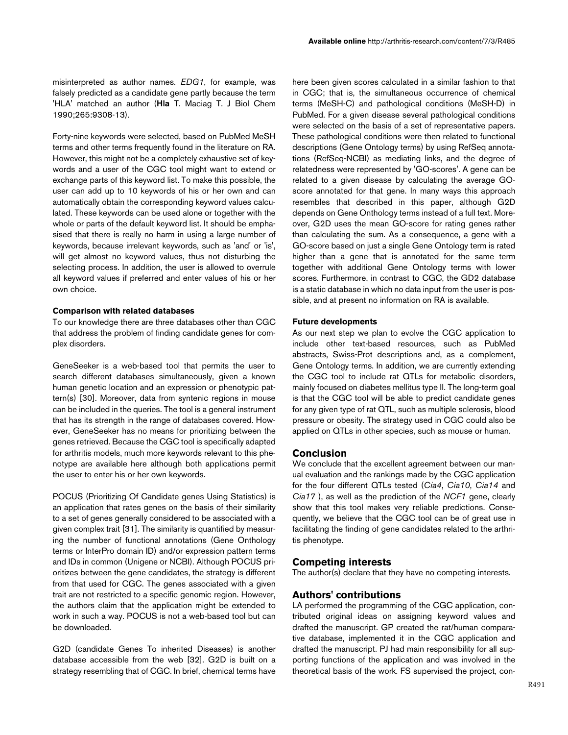misinterpreted as author names. *EDG1*, for example, was falsely predicted as a candidate gene partly because the term 'HLA' matched an author (**Hla** T. Maciag T. J Biol Chem 1990;265:9308-13).

Forty-nine keywords were selected, based on PubMed MeSH terms and other terms frequently found in the literature on RA. However, this might not be a completely exhaustive set of keywords and a user of the CGC tool might want to extend or exchange parts of this keyword list. To make this possible, the user can add up to 10 keywords of his or her own and can automatically obtain the corresponding keyword values calculated. These keywords can be used alone or together with the whole or parts of the default keyword list. It should be emphasised that there is really no harm in using a large number of keywords, because irrelevant keywords, such as 'and' or 'is', will get almost no keyword values, thus not disturbing the selecting process. In addition, the user is allowed to overrule all keyword values if preferred and enter values of his or her own choice.

#### Comparison with related databases

To our knowledge there are three databases other than CGC that address the problem of finding candidate genes for complex disorders.

GeneSeeker is a web-based tool that permits the user to search different databases simultaneously, given a known human genetic location and an expression or phenotypic pattern(s) [30]. Moreover, data from syntenic regions in mouse can be included in the queries. The tool is a general instrument that has its strength in the range of databases covered. However, GeneSeeker has no means for prioritizing between the genes retrieved. Because the CGC tool is specifically adapted for arthritis models, much more keywords relevant to this phenotype are available here although both applications permit the user to enter his or her own keywords.

POCUS (Prioritizing Of Candidate genes Using Statistics) is an application that rates genes on the basis of their similarity to a set of genes generally considered to be associated with a given complex trait [31]. The similarity is quantified by measuring the number of functional annotations (Gene Onthology terms or InterPro domain ID) and/or expression pattern terms and IDs in common (Unigene or NCBI). Although POCUS prioritizes between the gene candidates, the strategy is different from that used for CGC. The genes associated with a given trait are not restricted to a specific genomic region. However, the authors claim that the application might be extended to work in such a way. POCUS is not a web-based tool but can be downloaded.

G2D (candidate Genes To inherited Diseases) is another database accessible from the web [32]. G2D is built on a strategy resembling that of CGC. In brief, chemical terms have here been given scores calculated in a similar fashion to that in CGC; that is, the simultaneous occurrence of chemical terms (MeSH-C) and pathological conditions (MeSH-D) in PubMed. For a given disease several pathological conditions were selected on the basis of a set of representative papers. These pathological conditions were then related to functional descriptions (Gene Ontology terms) by using RefSeq annotations (RefSeq-NCBI) as mediating links, and the degree of relatedness were represented by 'GO-scores'. A gene can be related to a given disease by calculating the average GO-score annotated for that gene. In many ways this approach resembles that described in this paper, although G2D depends on Gene Onthology terms instead of a full text. Moreover, G2D uses the mean GO-score for rating genes rather than calculating the sum. As a consequence, a gene with a GO-score based on just a single Gene Ontology term is rated higher than a gene that is annotated for the same term together with additional Gene Ontology terms with lower scores. Furthermore, in contrast to CGC, the GD2 database is a static database in which no data input from the user is possible, and at present no information on RA is available.

#### Future developments

As our next step we plan to evolve the CGC application to include other text-based resources, such as PubMed abstracts, Swiss-Prot descriptions and, as a complement, Gene Ontology terms. In addition, we are currently extending the CGC tool to include rat QTLs for metabolic disorders, mainly focused on diabetes mellitus type II. The long-term goal is that the CGC tool will be able to predict candidate genes for any given type of rat QTL, such as multiple sclerosis, blood pressure or obesity. The strategy used in CGC could also be applied on QTLs in other species, such as mouse or human.

## Conclusion

We conclude that the excellent agreement between our manual evaluation and the rankings made by the CGC application for the four different QTLs tested (*Cia4*, *Cia10*, *Cia14* and *Cia17* ), as well as the prediction of the *NCF1* gene, clearly show that this tool makes very reliable predictions. Consequently, we believe that the CGC tool can be of great use in facilitating the finding of gene candidates related to the arthritis phenotype.

## Competing interests

The author(s) declare that they have no competing interests.

## Authors' contributions

LA performed the programming of the CGC application, contributed original ideas on assigning keyword values and drafted the manuscript. GP created the rat/human comparative database, implemented it in the CGC application and drafted the manuscript. PJ had main responsibility for all supporting functions of the application and was involved in the theoretical basis of the work. FS supervised the project, con-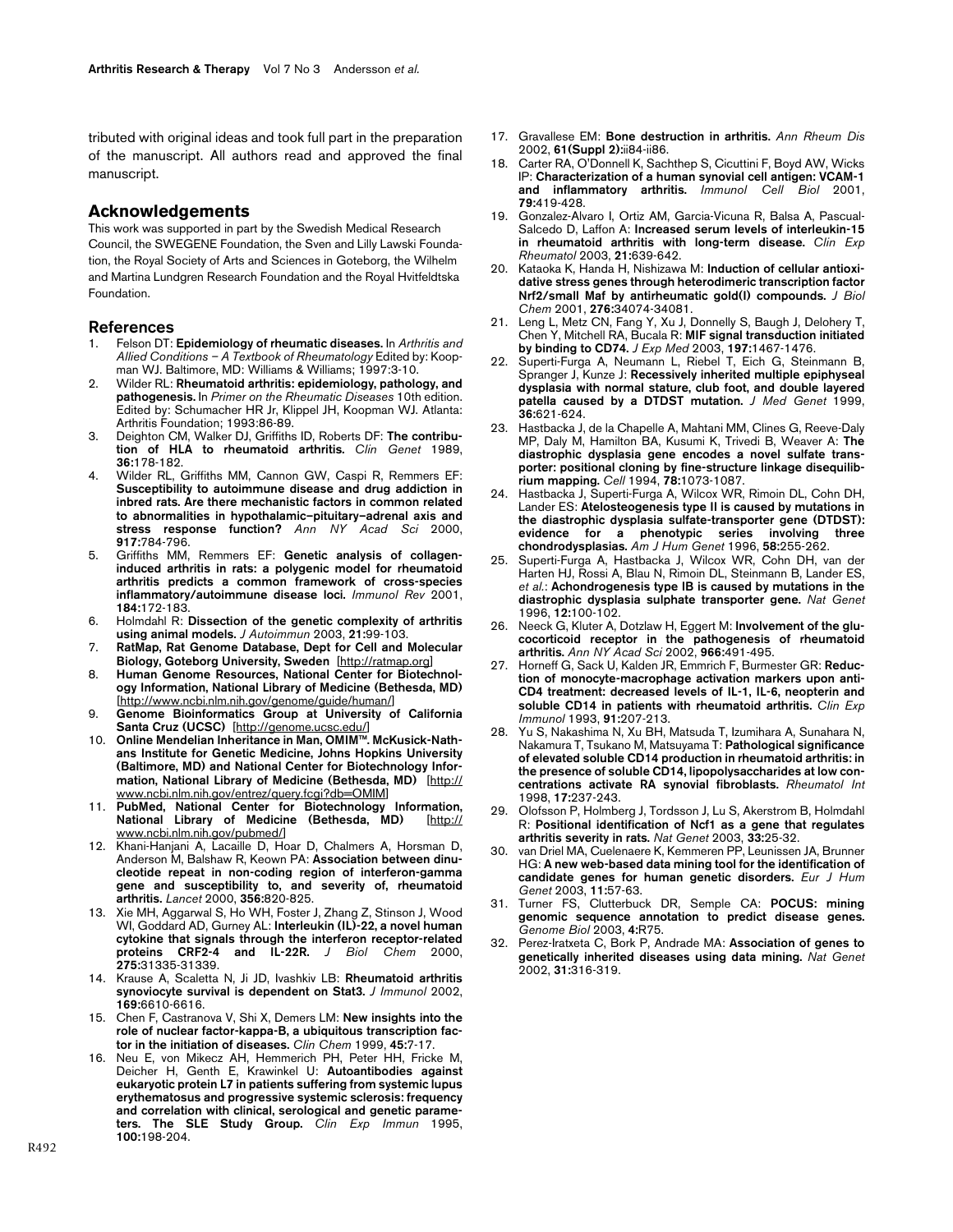tributed with original ideas and took full part in the preparation of the manuscript. All authors read and approved the final manuscript.

## Acknowledgements

This work was supported in part by the Swedish Medical Research Council, the SWEGENE Foundation, the Sven and Lilly Lawski Foundation, the Royal Society of Arts and Sciences in Goteborg, the Wilhelm and Martina Lundgren Research Foundation and the Royal Hvitfeldtska Foundation.

## References

1. Felson DT: **Epidemiology of rheumatic diseases.** In *Arthritis and Allied Conditions – A Textbook of Rheumatology* Edited by: Koopman WJ. Baltimore, MD: Williams & Williams; 1997:3-10.
2. Wilder RL: **Rheumatoid arthritis: epidemiology, pathology, and pathogenesis.** In *Primer on the Rheumatic Diseases* 10th edition. Edited by: Schumacher HR Jr, Klippel JH, Koopman WJ. Atlanta: Arthritis Foundation; 1993:86-89.
3. Deighton CM, Walker DJ, Griffiths ID, Roberts DF: **The contribution of HLA to rheumatoid arthritis.** *Clin Genet* 1989, **36:**178-182.
4. Wilder RL, Griffiths MM, Cannon GW, Caspi R, Remmers EF: **Susceptibility to autoimmune disease and drug addiction in inbred rats. Are there mechanistic factors in common related to abnormalities in hypothalamic–pituitary–adrenal axis and stress response function?** *Ann NY Acad Sci* 2000, **917:**784-796.
5. Griffiths MM, Remmers EF: **Genetic analysis of collagen-induced arthritis in rats: a polygenic model for rheumatoid arthritis predicts a common framework of cross-species inflammatory/autoimmune disease loci.** *Immunol Rev* 2001, **184:**172-183.
6. Holmdahl R: **Dissection of the genetic complexity of arthritis using animal models.** *J Autoimmun* 2003, **21:**99-103.
7. **RatMap, Rat Genome Database, Dept for Cell and Molecular Biology, Goteborg University, Sweden** [http://ratmap.org]
8. **Human Genome Resources, National Center for Biotechnology Information, National Library of Medicine (Bethesda, MD)** [http://www.ncbi.nlm.nih.gov/genome/guide/human/]
9. **Genome Bioinformatics Group at University of California Santa Cruz (UCSC)** [http://genome.ucsc.edu/]
10. **Online Mendelian Inheritance in Man, OMIM™. McKusick-Nathans Institute for Genetic Medicine, Johns Hopkins University (Baltimore, MD) and National Center for Biotechnology Information, National Library of Medicine (Bethesda, MD)** [http://www.ncbi.nlm.nih.gov/entrez/query.fcgi?db=OMIM]
11. **PubMed, National Center for Biotechnology Information, National Library of Medicine (Bethesda, MD)** [http://www.ncbi.nlm.nih.gov/pubmed/]
12. Khani-Hanjani A, Lacaille D, Hoar D, Chalmers A, Horsman D, Anderson M, Balshaw R, Keown PA: **Association between dinucleotide repeat in non-coding region of interferon-gamma gene and susceptibility to, and severity of, rheumatoid arthritis.** *Lancet* 2000, **356:**820-825.
13. Xie MH, Aggarwal S, Ho WH, Foster J, Zhang Z, Stinson J, Wood WI, Goddard AD, Gurney AL: **Interleukin (IL)-22, a novel human cytokine that signals through the interferon receptor-related proteins CRF2-4 and IL-22R.** *J Biol Chem* 2000, **275:**31335-31339.
14. Krause A, Scaletta N, Ji JD, Ivashkiv LB: **Rheumatoid arthritis synoviocyte survival is dependent on Stat3.** *J Immunol* 2002, **169:**6610-6616.
15. Chen F, Castranova V, Shi X, Demers LM: **New insights into the role of nuclear factor-kappa-B, a ubiquitous transcription factor in the initiation of diseases.** *Clin Chem* 1999, **45:**7-17.
16. Neu E, von Mikecz AH, Hemmerich PH, Peter HH, Fricke M, Deicher H, Genth E, Krawinkel U: **Autoantibodies against eukaryotic protein L7 in patients suffering from systemic lupus erythematosus and progressive systemic sclerosis: frequency and correlation with clinical, serological and genetic parameters. The SLE Study Group.** *Clin Exp Immun* 1995, **100:**198-204.
17. Gravallese EM: **Bone destruction in arthritis.** *Ann Rheum Dis* 2002, **61(Suppl 2):**ii84-ii86.
18. Carter RA, O'Donnell K, Sachthep S, Cicuttini F, Boyd AW, Wicks IP: **Characterization of a human synovial cell antigen: VCAM-1 and inflammatory arthritis.** *Immunol Cell Biol* 2001, **79:**419-428.
19. Gonzalez-Alvaro I, Ortiz AM, Garcia-Vicuna R, Balsa A, Pascual-Salcedo D, Laffon A: **Increased serum levels of interleukin-15 in rheumatoid arthritis with long-term disease.** *Clin Exp Rheumatol* 2003, **21:**639-642.
20. Kataoka K, Handa H, Nishizawa M: **Induction of cellular antioxidative stress genes through heterodimeric transcription factor Nrf2/small Maf by antirheumatic gold(I) compounds.** *J Biol Chem* 2001, **276:**34074-34081.
21. Leng L, Metz CN, Fang Y, Xu J, Donnelly S, Baugh J, Delohery T, Chen Y, Mitchell RA, Bucala R: **MIF signal transduction initiated by binding to CD74.** *J Exp Med* 2003, **197:**1467-1476.
22. Superti-Furga A, Neumann L, Riebel T, Eich G, Steinmann B, Spranger J, Kunze J: **Recessively inherited multiple epiphyseal dysplasia with normal stature, club foot, and double layered patella caused by a DTDST mutation.** *J Med Genet* 1999, **36:**621-624.
23. Hastbacka J, de la Chapelle A, Mahtani MM, Clines G, Reeve-Daly MP, Daly M, Hamilton BA, Kusumi K, Trivedi B, Weaver A: **The diastrophic dysplasia gene encodes a novel sulfate transporter: positional cloning by fine-structure linkage disequilibrium mapping.** *Cell* 1994, **78:**1073-1087.
24. Hastbacka J, Superti-Furga A, Wilcox WR, Rimoin DL, Cohn DH, Lander ES: **Atelosteogenesis type II is caused by mutations in the diastrophic dysplasia sulfate-transporter gene (DTDST): evidence for a phenotypic series involving three chondrodysplasias.** *Am J Hum Genet* 1996, **58:**255-262.
25. Superti-Furga A, Hastbacka J, Wilcox WR, Cohn DH, van der Harten HJ, Rossi A, Blau N, Rimoin DL, Steinmann B, Lander ES, *et al.*: **Achondrogenesis type IB is caused by mutations in the diastrophic dysplasia sulphate transporter gene.** *Nat Genet* 1996, **12:**100-102.
26. Neeck G, Kluter A, Dotzlaw H, Eggert M: **Involvement of the glucocorticoid receptor in the pathogenesis of rheumatoid arthritis.** *Ann NY Acad Sci* 2002, **966:**491-495.
27. Horneff G, Sack U, Kalden JR, Emmrich F, Burmester GR: **Reduction of monocyte-macrophage activation markers upon anti-CD4 treatment: decreased levels of IL-1, IL-6, neopterin and soluble CD14 in patients with rheumatoid arthritis.** *Clin Exp Immunol* 1993, **91:**207-213.
28. Yu S, Nakashima N, Xu BH, Matsuda T, Izumihara A, Sunahara N, Nakamura T, Tsukano M, Matsuyama T: **Pathological significance of elevated soluble CD14 production in rheumatoid arthritis: in the presence of soluble CD14, lipopolysaccharides at low concentrations activate RA synovial fibroblasts.** *Rheumatol Int* 1998, **17:**237-243.
29. Olofsson P, Holmberg J, Tordsson J, Lu S, Akerstrom B, Holmdahl R: **Positional identification of Ncf1 as a gene that regulates arthritis severity in rats.** *Nat Genet* 2003, **33:**25-32.
30. van Driel MA, Cuelenaere K, Kemmeren PP, Leunissen JA, Brunner HG: **A new web-based data mining tool for the identification of candidate genes for human genetic disorders.** *Eur J Hum Genet* 2003, **11:**57-63.
31. Turner FS, Clutterbuck DR, Semple CA: **POCUS: mining genomic sequence annotation to predict disease genes.** *Genome Biol* 2003, **4:**R75.
32. Perez-Iratxeta C, Bork P, Andrade MA: **Association of genes to genetically inherited diseases using data mining.** *Nat Genet* 2002, **31:**316-319.